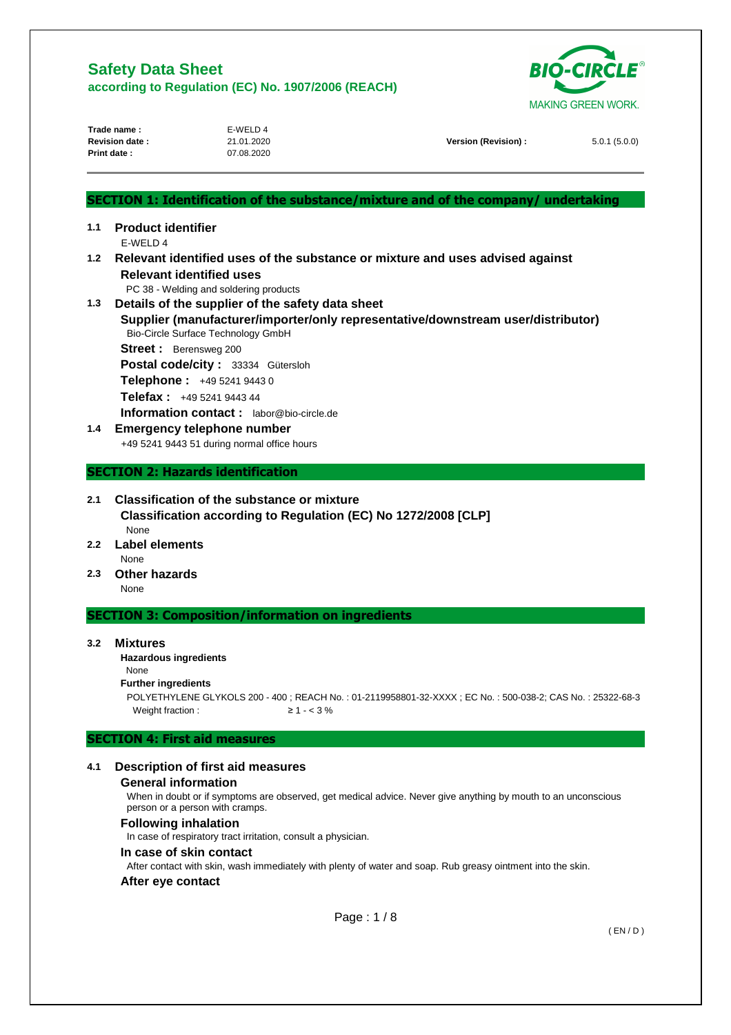# Safety Data Sheet
## according to Regulation (EC) No. 1907/2006 (REACH)

| | | | |
|---|---|---|---|
| **Trade name :** | E-WELD 4 | | |
| **Revision date :** | 21.01.2020 | **Version (Revision) :** | 5.0.1 (5.0.0) |
| **Print date :** | 07.08.2020 | | |

## SECTION 1: Identification of the substance/mixture and of the company/ undertaking

### 1.1 Product identifier

E-WELD 4

### 1.2 Relevant identified uses of the substance or mixture and uses advised against

**Relevant identified uses**

PC 38 - Welding and soldering products

### 1.3 Details of the supplier of the safety data sheet

**Supplier (manufacturer/importer/only representative/downstream user/distributor)**

Bio-Circle Surface Technology GmbH

**Street :** Berensweg 200

**Postal code/city :** 33334 Gütersloh

**Telephone :** +49 5241 9443 0

**Telefax :** +49 5241 9443 44

**Information contact :** labor@bio-circle.de

### 1.4 Emergency telephone number

+49 5241 9443 51 during normal office hours

## SECTION 2: Hazards identification

### 2.1 Classification of the substance or mixture

**Classification according to Regulation (EC) No 1272/2008 [CLP]**

None

### 2.2 Label elements

None

### 2.3 Other hazards

None

## SECTION 3: Composition/information on ingredients

### 3.2 Mixtures

**Hazardous ingredients**

None

**Further ingredients**

POLYETHYLENE GLYKOLS 200 - 400 ; REACH No. : 01-2119958801-32-XXXX ; EC No. : 500-038-2; CAS No. : 25322-68-3

Weight fraction : ≥ 1 - < 3 %

## SECTION 4: First aid measures

### 4.1 Description of first aid measures

**General information**

When in doubt or if symptoms are observed, get medical advice. Never give anything by mouth to an unconscious person or a person with cramps.

**Following inhalation**

In case of respiratory tract irritation, consult a physician.

**In case of skin contact**

After contact with skin, wash immediately with plenty of water and soap. Rub greasy ointment into the skin.

**After eye contact**

( EN / D )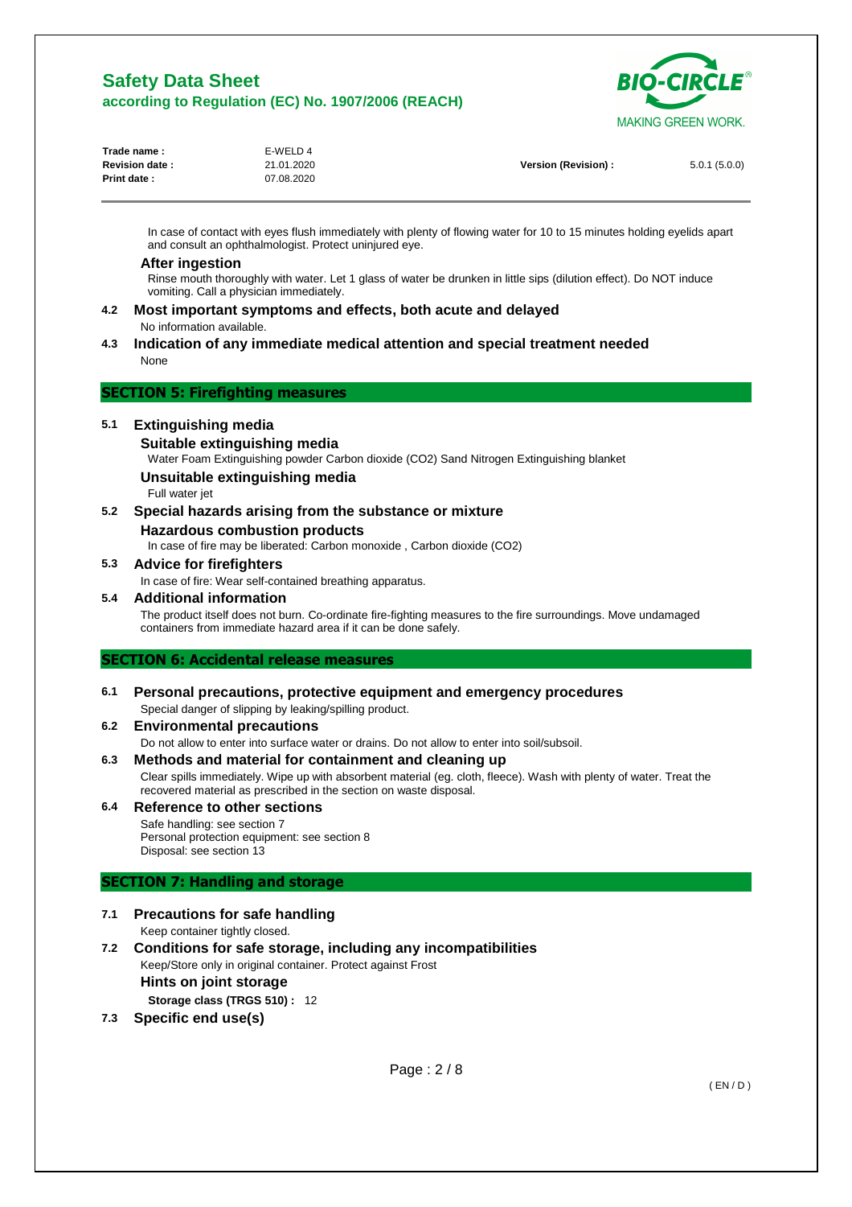In case of contact with eyes flush immediately with plenty of flowing water for 10 to 15 minutes holding eyelids apart and consult an ophthalmologist. Protect uninjured eye.

### After ingestion

Rinse mouth thoroughly with water. Let 1 glass of water be drunken in little sips (dilution effect). Do NOT induce vomiting. Call a physician immediately.

### 4.2 Most important symptoms and effects, both acute and delayed

No information available.

### 4.3 Indication of any immediate medical attention and special treatment needed

None

## SECTION 5: Firefighting measures

### 5.1 Extinguishing media

#### Suitable extinguishing media

Water Foam Extinguishing powder Carbon dioxide ($CO_2$) Sand Nitrogen Extinguishing blanket

#### Unsuitable extinguishing media

Full water jet

### 5.2 Special hazards arising from the substance or mixture

#### Hazardous combustion products

In case of fire may be liberated: Carbon monoxide , Carbon dioxide ($CO_2$)

### 5.3 Advice for firefighters

In case of fire: Wear self-contained breathing apparatus.

### 5.4 Additional information

The product itself does not burn. Co-ordinate fire-fighting measures to the fire surroundings. Move undamaged containers from immediate hazard area if it can be done safely.

## SECTION 6: Accidental release measures

### 6.1 Personal precautions, protective equipment and emergency procedures

Special danger of slipping by leaking/spilling product.

### 6.2 Environmental precautions

Do not allow to enter into surface water or drains. Do not allow to enter into soil/subsoil.

### 6.3 Methods and material for containment and cleaning up

Clear spills immediately. Wipe up with absorbent material (eg. cloth, fleece). Wash with plenty of water. Treat the recovered material as prescribed in the section on waste disposal.

### 6.4 Reference to other sections

Safe handling: see section 7
Personal protection equipment: see section 8
Disposal: see section 13

## SECTION 7: Handling and storage

### 7.1 Precautions for safe handling

Keep container tightly closed.

### 7.2 Conditions for safe storage, including any incompatibilities

Keep/Store only in original container. Protect against Frost

#### Hints on joint storage

**Storage class (TRGS 510) :** 12

### 7.3 Specific end use(s)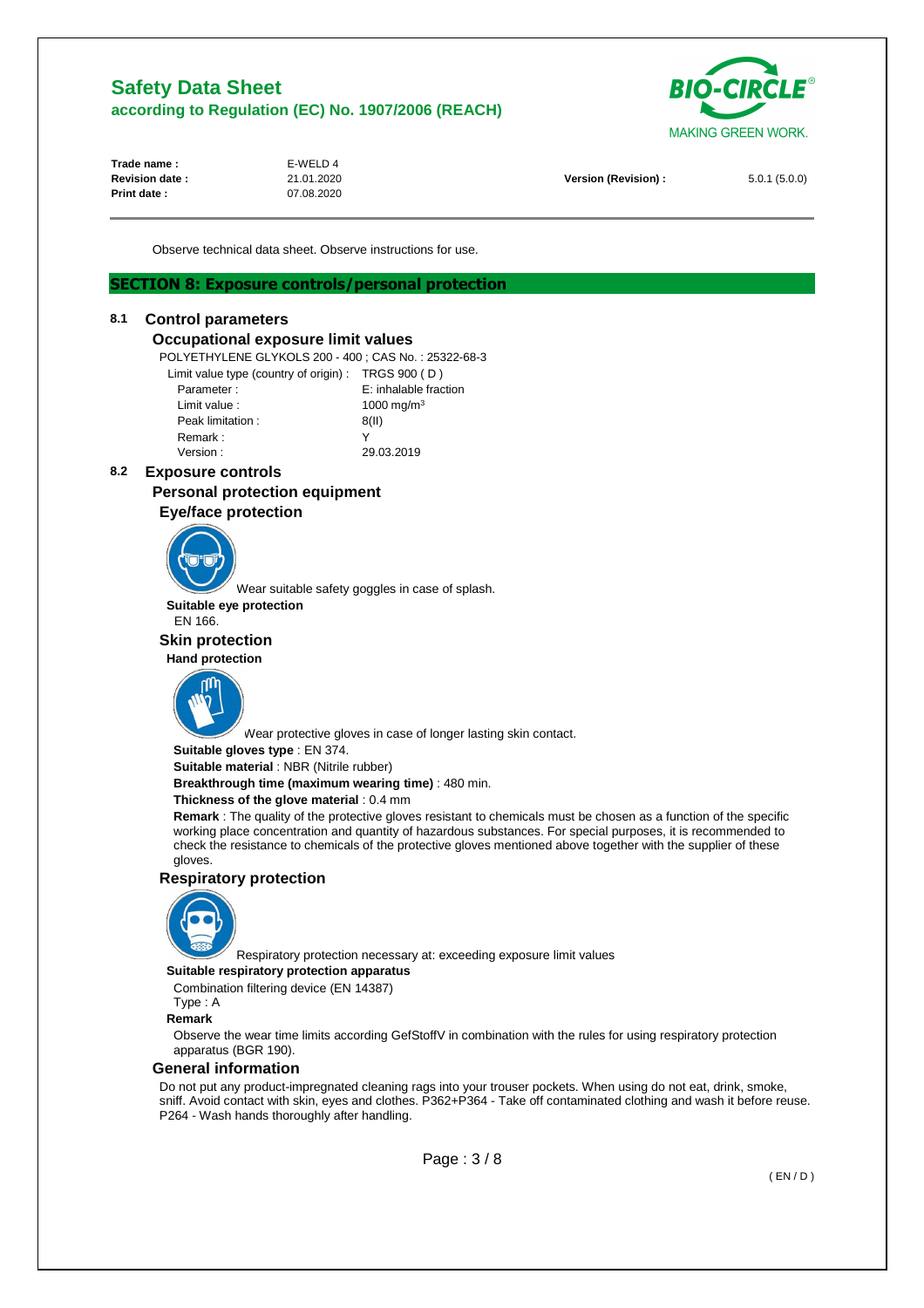Observe technical data sheet. Observe instructions for use.

## SECTION 8: Exposure controls/personal protection

### 8.1 Control parameters

#### Occupational exposure limit values

POLYETHYLENE GLYKOLS 200 - 400 ; CAS No. : 25322-68-3

| Limit value type (country of origin) : | TRGS 900 ( D ) |
|---|---|
| Parameter : | E: inhalable fraction |
| Limit value : | 1000 mg/m³ |
| Peak limitation : | 8(II) |
| Remark : | Y |
| Version : | 29.03.2019 |

### 8.2 Exposure controls

#### Personal protection equipment

##### Eye/face protection

Wear suitable safety goggles in case of splash.

**Suitable eye protection**

EN 166.

##### Skin protection

**Hand protection**

Wear protective gloves in case of longer lasting skin contact.

**Suitable gloves type** : EN 374.

**Suitable material** : NBR (Nitrile rubber)

**Breakthrough time (maximum wearing time)** : 480 min.

**Thickness of the glove material** : 0.4 mm

**Remark** : The quality of the protective gloves resistant to chemicals must be chosen as a function of the specific working place concentration and quantity of hazardous substances. For special purposes, it is recommended to check the resistance to chemicals of the protective gloves mentioned above together with the supplier of these gloves.

##### Respiratory protection

Respiratory protection necessary at: exceeding exposure limit values

**Suitable respiratory protection apparatus**

Combination filtering device (EN 14387)

Type : A

**Remark**

Observe the wear time limits according GefStoffV in combination with the rules for using respiratory protection apparatus (BGR 190).

#### General information

Do not put any product-impregnated cleaning rags into your trouser pockets. When using do not eat, drink, smoke, sniff. Avoid contact with skin, eyes and clothes. P362+P364 - Take off contaminated clothing and wash it before reuse. P264 - Wash hands thoroughly after handling.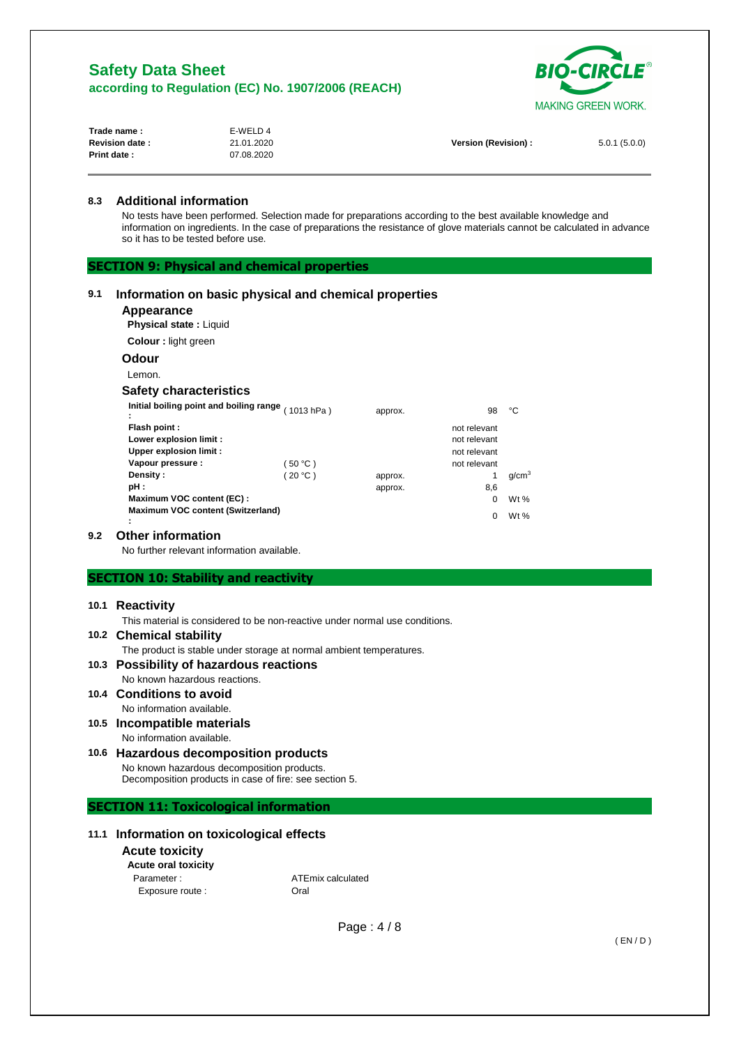## 8.3 Additional information

No tests have been performed. Selection made for preparations according to the best available knowledge and information on ingredients. In the case of preparations the resistance of glove materials cannot be calculated in advance so it has to be tested before use.

# SECTION 9: Physical and chemical properties

## 9.1 Information on basic physical and chemical properties

### Appearance

**Physical state :** Liquid

**Colour :** light green

### Odour

Lemon.

### Safety characteristics

| Property | Condition | | Value | Unit |
|---|---|---|---|---|
| **Initial boiling point and boiling range :** | ( 1013 hPa ) | approx. | 98 | °C |
| **Flash point :** | | | not relevant | |
| **Lower explosion limit :** | | | not relevant | |
| **Upper explosion limit :** | | | not relevant | |
| **Vapour pressure :** | ( 50 °C ) | | not relevant | |
| **Density :** | ( 20 °C ) | approx. | 1 | $g/cm^3$ |
| **pH :** | | approx. | 8,6 | |
| **Maximum VOC content (EC) :** | | | 0 | Wt % |
| **Maximum VOC content (Switzerland) :** | | | 0 | Wt % |

## 9.2 Other information

No further relevant information available.

# SECTION 10: Stability and reactivity

## 10.1 Reactivity

This material is considered to be non-reactive under normal use conditions.

## 10.2 Chemical stability

The product is stable under storage at normal ambient temperatures.

## 10.3 Possibility of hazardous reactions

No known hazardous reactions.

## 10.4 Conditions to avoid

No information available.

## 10.5 Incompatible materials

No information available.

## 10.6 Hazardous decomposition products

No known hazardous decomposition products.
Decomposition products in case of fire: see section 5.

# SECTION 11: Toxicological information

## 11.1 Information on toxicological effects

### Acute toxicity

**Acute oral toxicity**

Parameter : ATEmix calculated
Exposure route : Oral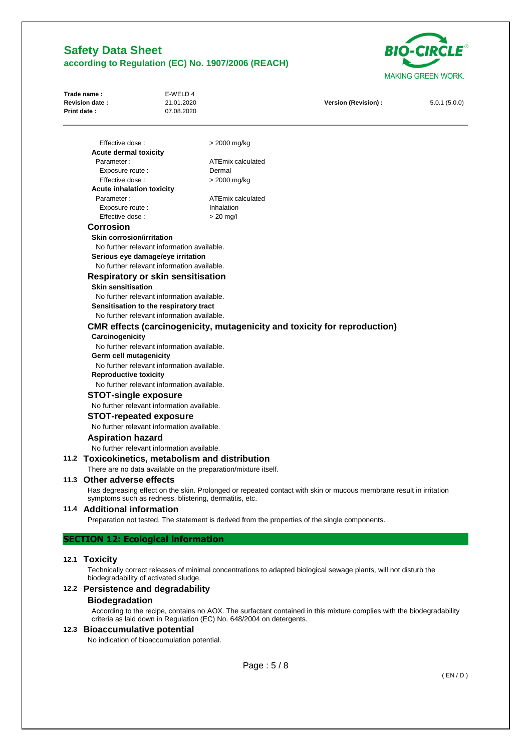Effective dose : > 2000 mg/kg

**Acute dermal toxicity**

| | |
|---|---|
| Parameter : | ATEmix calculated |
| Exposure route : | Dermal |
| Effective dose : | > 2000 mg/kg |

**Acute inhalation toxicity**

| | |
|---|---|
| Parameter : | ATEmix calculated |
| Exposure route : | Inhalation |
| Effective dose : | > 20 mg/l |

### Corrosion

**Skin corrosion/irritation**

No further relevant information available.

**Serious eye damage/eye irritation**

No further relevant information available.

### Respiratory or skin sensitisation

**Skin sensitisation**

No further relevant information available.

**Sensitisation to the respiratory tract**

No further relevant information available.

### CMR effects (carcinogenicity, mutagenicity and toxicity for reproduction)

**Carcinogenicity**

No further relevant information available.

**Germ cell mutagenicity**

No further relevant information available.

**Reproductive toxicity**

No further relevant information available.

### STOT-single exposure

No further relevant information available.

### STOT-repeated exposure

No further relevant information available.

### Aspiration hazard

No further relevant information available.

## 11.2 Toxicokinetics, metabolism and distribution

There are no data available on the preparation/mixture itself.

## 11.3 Other adverse effects

Has degreasing effect on the skin. Prolonged or repeated contact with skin or mucous membrane result in irritation symptoms such as redness, blistering, dermatitis, etc.

## 11.4 Additional information

Preparation not tested. The statement is derived from the properties of the single components.

# SECTION 12: Ecological information

## 12.1 Toxicity

Technically correct releases of minimal concentrations to adapted biological sewage plants, will not disturb the biodegradability of activated sludge.

## 12.2 Persistence and degradability

### Biodegradation

According to the recipe, contains no AOX. The surfactant contained in this mixture complies with the biodegradability criteria as laid down in Regulation (EC) No. 648/2004 on detergents.

## 12.3 Bioaccumulative potential

No indication of bioaccumulation potential.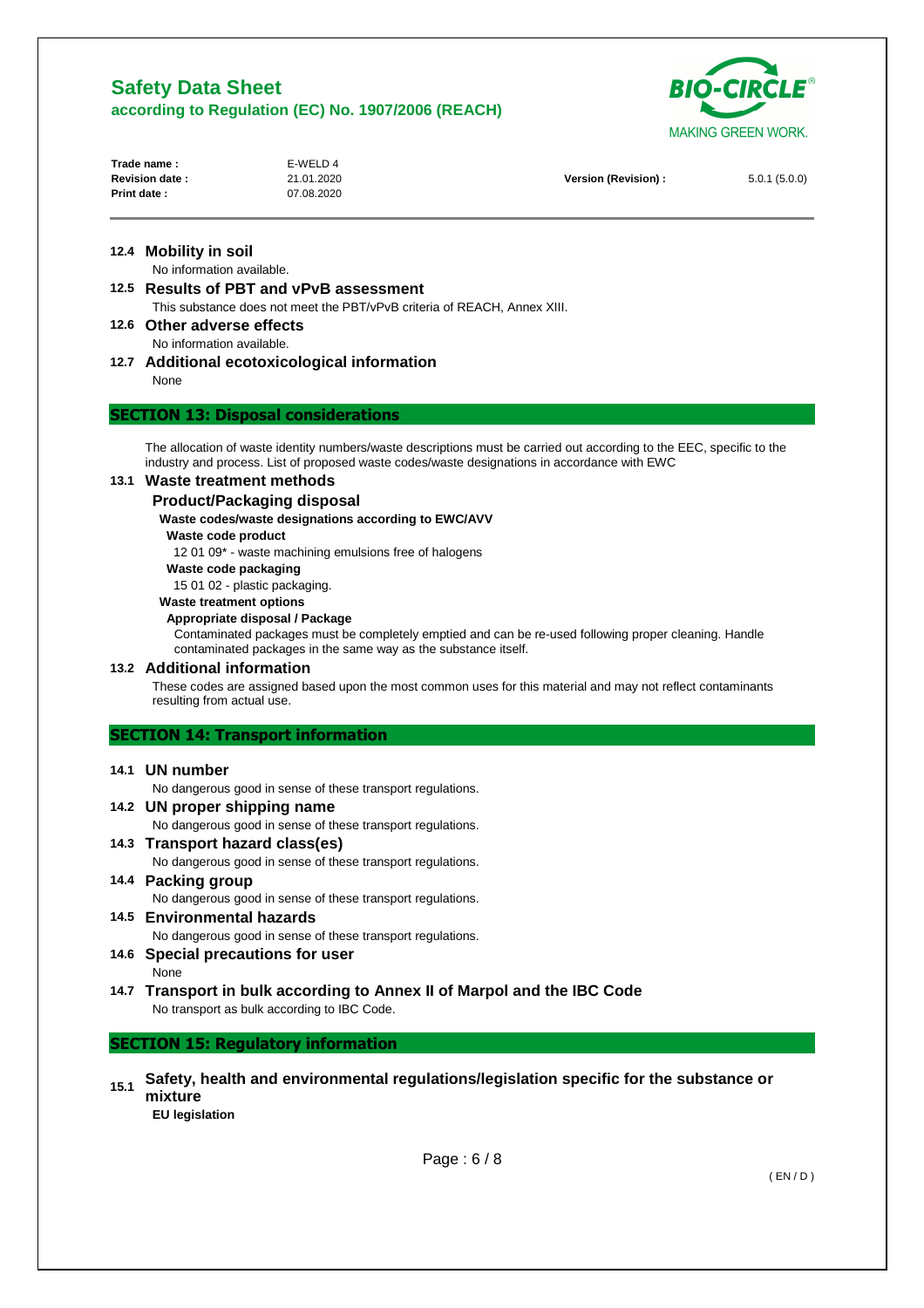### 12.4 Mobility in soil

No information available.

### 12.5 Results of PBT and vPvB assessment

This substance does not meet the PBT/vPvB criteria of REACH, Annex XIII.

### 12.6 Other adverse effects

No information available.

### 12.7 Additional ecotoxicological information

None

## SECTION 13: Disposal considerations

The allocation of waste identity numbers/waste descriptions must be carried out according to the EEC, specific to the industry and process. List of proposed waste codes/waste designations in accordance with EWC

### 13.1 Waste treatment methods

#### Product/Packaging disposal

**Waste codes/waste designations according to EWC/AVV**

**Waste code product**

12 01 09* - waste machining emulsions free of halogens

**Waste code packaging**

15 01 02 - plastic packaging.

**Waste treatment options**

**Appropriate disposal / Package**

Contaminated packages must be completely emptied and can be re-used following proper cleaning. Handle contaminated packages in the same way as the substance itself.

### 13.2 Additional information

These codes are assigned based upon the most common uses for this material and may not reflect contaminants resulting from actual use.

## SECTION 14: Transport information

### 14.1 UN number

No dangerous good in sense of these transport regulations.

### 14.2 UN proper shipping name

No dangerous good in sense of these transport regulations.

### 14.3 Transport hazard class(es)

No dangerous good in sense of these transport regulations.

### 14.4 Packing group

No dangerous good in sense of these transport regulations.

### 14.5 Environmental hazards

No dangerous good in sense of these transport regulations.

### 14.6 Special precautions for user

None

### 14.7 Transport in bulk according to Annex II of Marpol and the IBC Code

No transport as bulk according to IBC Code.

## SECTION 15: Regulatory information

### 15.1 Safety, health and environmental regulations/legislation specific for the substance or mixture

**EU legislation**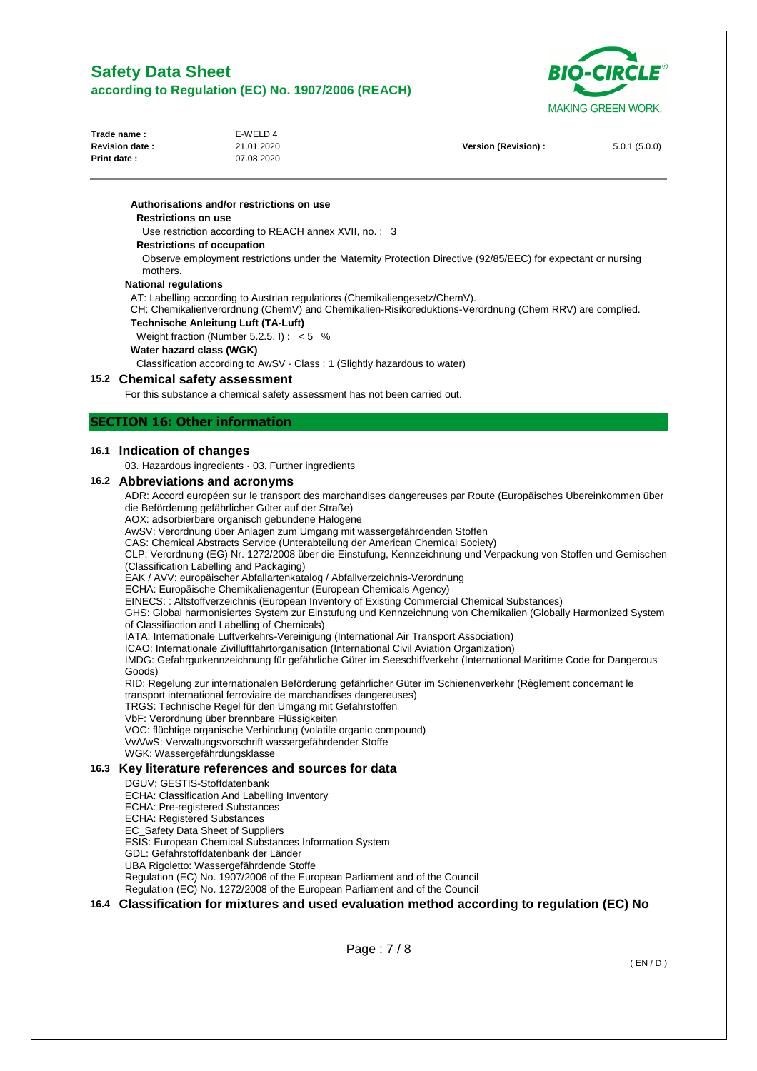#### Authorisations and/or restrictions on use

**Restrictions on use**

Use restriction according to REACH annex XVII, no. : 3

**Restrictions of occupation**

Observe employment restrictions under the Maternity Protection Directive (92/85/EEC) for expectant or nursing mothers.

**National regulations**

AT: Labelling according to Austrian regulations (Chemikaliengesetz/ChemV).
CH: Chemikalienverordnung (ChemV) and Chemikalien-Risikoreduktions-Verordnung (Chem RRV) are complied.

**Technische Anleitung Luft (TA-Luft)**

Weight fraction (Number 5.2.5. I) : < 5 %

**Water hazard class (WGK)**

Classification according to AwSV - Class : 1 (Slightly hazardous to water)

### 15.2 Chemical safety assessment

For this substance a chemical safety assessment has not been carried out.

## SECTION 16: Other information

### 16.1 Indication of changes

03. Hazardous ingredients · 03. Further ingredients

### 16.2 Abbreviations and acronyms

ADR: Accord européen sur le transport des marchandises dangereuses par Route (Europäisches Übereinkommen über die Beförderung gefährlicher Güter auf der Straße)
AOX: adsorbierbare organisch gebundene Halogene
AwSV: Verordnung über Anlagen zum Umgang mit wassergefährdenden Stoffen
CAS: Chemical Abstracts Service (Unterabteilung der American Chemical Society)
CLP: Verordnung (EG) Nr. 1272/2008 über die Einstufung, Kennzeichnung und Verpackung von Stoffen und Gemischen (Classification Labelling and Packaging)
EAK / AVV: europäischer Abfallartenkatalog / Abfallverzeichnis-Verordnung
ECHA: Europäische Chemikalienagentur (European Chemicals Agency)
EINECS: : Altstoffverzeichnis (European Inventory of Existing Commercial Chemical Substances)
GHS: Global harmonisiertes System zur Einstufung und Kennzeichnung von Chemikalien (Globally Harmonized System of Classifiaction and Labelling of Chemicals)
IATA: Internationale Luftverkehrs-Vereinigung (International Air Transport Association)
ICAO: Internationale Zivilluftfahrtorganisation (International Civil Aviation Organization)
IMDG: Gefahrgutkennzeichnung für gefährliche Güter im Seeschiffverkehr (International Maritime Code for Dangerous Goods)
RID: Regelung zur internationalen Beförderung gefährlicher Güter im Schienenverkehr (Règlement concernant le transport international ferroviaire de marchandises dangereuses)
TRGS: Technische Regel für den Umgang mit Gefahrstoffen
VbF: Verordnung über brennbare Flüssigkeiten
VOC: flüchtige organische Verbindung (volatile organic compound)
VwVwS: Verwaltungsvorschrift wassergefährdender Stoffe
WGK: Wassergefährdungsklasse

### 16.3 Key literature references and sources for data

DGUV: GESTIS-Stoffdatenbank
ECHA: Classification And Labelling Inventory
ECHA: Pre-registered Substances
ECHA: Registered Substances
EC_Safety Data Sheet of Suppliers
ESIS: European Chemical Substances Information System
GDL: Gefahrstoffdatenbank der Länder
UBA Rigoletto: Wassergefährdende Stoffe
Regulation (EC) No. 1907/2006 of the European Parliament and of the Council
Regulation (EC) No. 1272/2008 of the European Parliament and of the Council

### 16.4 Classification for mixtures and used evaluation method according to regulation (EC) No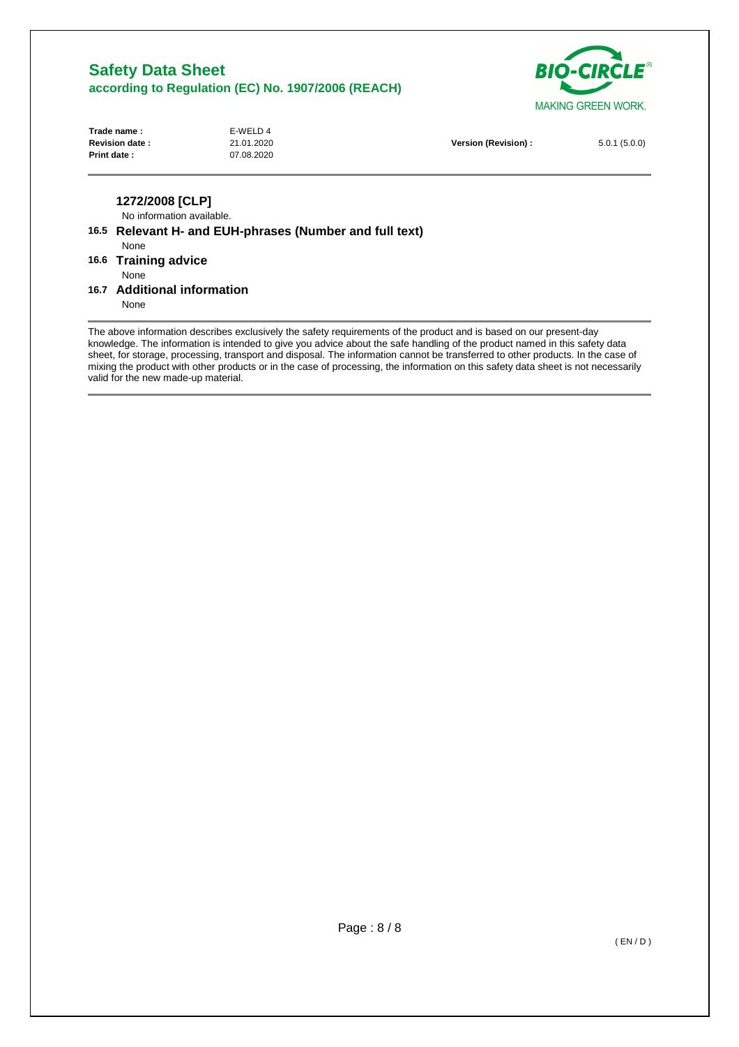**1272/2008 [CLP]**

No information available.

## 16.5 Relevant H- and EUH-phrases (Number and full text)

None

## 16.6 Training advice

None

## 16.7 Additional information

None

The above information describes exclusively the safety requirements of the product and is based on our present-day knowledge. The information is intended to give you advice about the safe handling of the product named in this safety data sheet, for storage, processing, transport and disposal. The information cannot be transferred to other products. In the case of mixing the product with other products or in the case of processing, the information on this safety data sheet is not necessarily valid for the new made-up material.